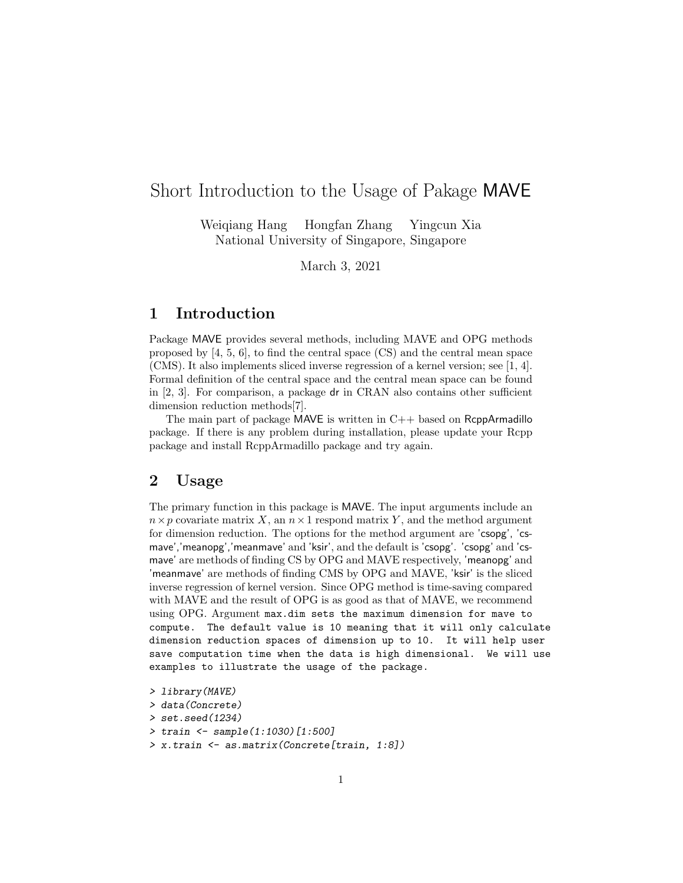# Short Introduction to the Usage of Pakage MAVE

Weiqiang Hang Hongfan Zhang Yingcun Xia
National University of Singapore, Singapore

March 3, 2021

## 1 Introduction

Package MAVE provides several methods, including MAVE and OPG methods proposed by [4, 5, 6], to find the central space (CS) and the central mean space (CMS). It also implements sliced inverse regression of a kernel version; see [1, 4]. Formal definition of the central space and the central mean space can be found in [2, 3]. For comparison, a package dr in CRAN also contains other sufficient dimension reduction methods[7].

The main part of package MAVE is written in C++ based on RcppArmadillo package. If there is any problem during installation, please update your Rcpp package and install RcppArmadillo package and try again.

## 2 Usage

The primary function in this package is MAVE. The input arguments include an $n \times p$ covariate matrix $X$, an $n \times 1$ respond matrix $Y$, and the method argument for dimension reduction. The options for the method argument are 'csopg', 'csmave','meanopg','meanmave' and 'ksir', and the default is 'csopg'. 'csopg' and 'csmave' are methods of finding CS by OPG and MAVE respectively, 'meanopg' and 'meanmave' are methods of finding CMS by OPG and MAVE, 'ksir' is the sliced inverse regression of kernel version. Since OPG method is time-saving compared with MAVE and the result of OPG is as good as that of MAVE, we recommend using OPG. Argument `max.dim` sets the maximum dimension for mave to compute. The default value is 10 meaning that it will only calculate dimension reduction spaces of dimension up to 10. It will help user save computation time when the data is high dimensional. We will use examples to illustrate the usage of the package.

```
> library(MAVE)
> data(Concrete)
> set.seed(1234)
> train <- sample(1:1030)[1:500]
> x.train <- as.matrix(Concrete[train, 1:8])
```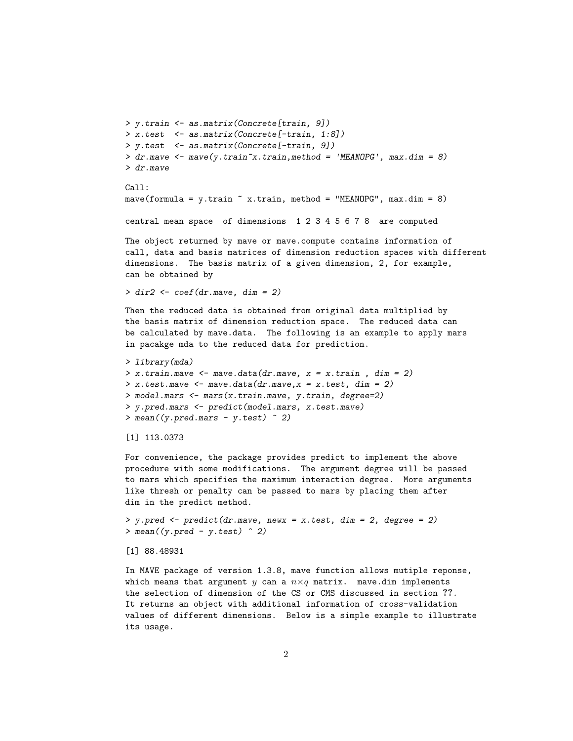```
> y.train <- as.matrix(Concrete[train, 9])
> x.test  <- as.matrix(Concrete[-train, 1:8])
> y.test  <- as.matrix(Concrete[-train, 9])
> dr.mave <- mave(y.train~x.train,method = 'MEANOPG', max.dim = 8)
> dr.mave
```

```
Call:
mave(formula = y.train ~ x.train, method = "MEANOPG", max.dim = 8)

central mean space  of dimensions  1 2 3 4 5 6 7 8  are computed
```

The object returned by mave or mave.compute contains information of call, data and basis matrices of dimension reduction spaces with different dimensions. The basis matrix of a given dimension, 2, for example, can be obtained by

```
> dir2 <- coef(dr.mave, dim = 2)
```

Then the reduced data is obtained from original data multiplied by the basis matrix of dimension reduction space. The reduced data can be calculated by mave.data. The following is an example to apply mars in pacakge mda to the reduced data for prediction.

```
> library(mda)
> x.train.mave <- mave.data(dr.mave, x = x.train , dim = 2)
> x.test.mave <- mave.data(dr.mave,x = x.test, dim = 2)
> model.mars <- mars(x.train.mave, y.train, degree=2)
> y.pred.mars <- predict(model.mars, x.test.mave)
> mean((y.pred.mars - y.test) ^ 2)
```

```
[1] 113.0373
```

For convenience, the package provides predict to implement the above procedure with some modifications. The argument degree will be passed to mars which specifies the maximum interaction degree. More arguments like thresh or penalty can be passed to mars by placing them after dim in the predict method.

```
> y.pred <- predict(dr.mave, newx = x.test, dim = 2, degree = 2)
> mean((y.pred - y.test) ^ 2)
```

```
[1] 88.48931
```

In MAVE package of version 1.3.8, mave function allows mutiple reponse, which means that argument $y$ can a $n \times q$ matrix. mave.dim implements the selection of dimension of the CS or CMS discussed in section ??. It returns an object with additional information of cross-validation values of different dimensions. Below is a simple example to illustrate its usage.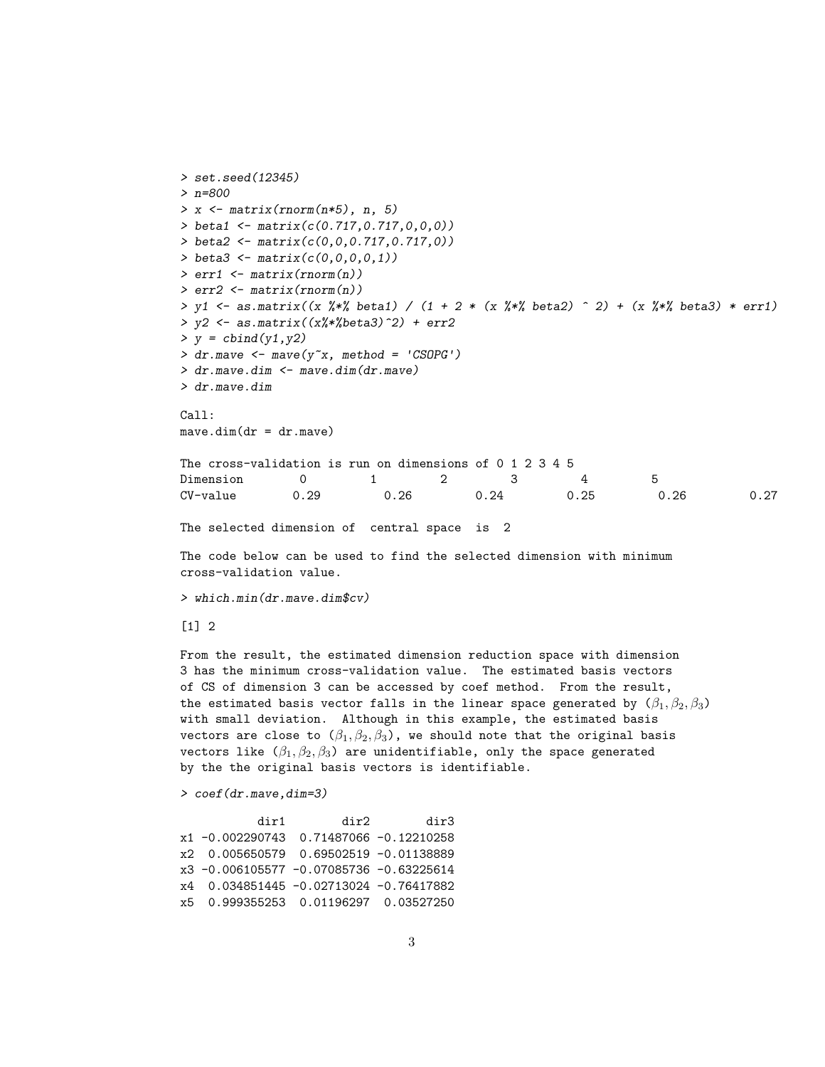```
> set.seed(12345)
> n=800
> x <- matrix(rnorm(n*5), n, 5)
> beta1 <- matrix(c(0.717,0.717,0,0,0))
> beta2 <- matrix(c(0,0,0.717,0.717,0))
> beta3 <- matrix(c(0,0,0,0,1))
> err1 <- matrix(rnorm(n))
> err2 <- matrix(rnorm(n))
> y1 <- as.matrix((x %*% beta1) / (1 + 2 * (x %*% beta2) ^ 2) + (x %*% beta3) * err1)
> y2 <- as.matrix((x%*%beta3)^2) + err2
> y = cbind(y1,y2)
> dr.mave <- mave(y~x, method = 'CSOPG')
> dr.mave.dim <- mave.dim(dr.mave)
> dr.mave.dim

Call:
mave.dim(dr = dr.mave)

The cross-validation is run on dimensions of 0 1 2 3 4 5
Dimension        0         1         2         3         4         5
CV-value        0.29         0.26         0.24         0.25         0.26         0.27

The selected dimension of  central space  is  2
```

The code below can be used to find the selected dimension with minimum cross-validation value.

```
> which.min(dr.mave.dim$cv)

[1] 2
```

From the result, the estimated dimension reduction space with dimension 3 has the minimum cross-validation value. The estimated basis vectors of CS of dimension 3 can be accessed by coef method. From the result, the estimated basis vector falls in the linear space generated by $(\beta_1, \beta_2, \beta_3)$ with small deviation. Although in this example, the estimated basis vectors are close to $(\beta_1, \beta_2, \beta_3)$, we should note that the original basis vectors like $(\beta_1, \beta_2, \beta_3)$ are unidentifiable, only the space generated by the the original basis vectors is identifiable.

```
> coef(dr.mave,dim=3)

           dir1        dir2        dir3
x1 -0.002290743  0.71487066 -0.12210258
x2  0.005650579  0.69502519 -0.01138889
x3 -0.006105577 -0.07085736 -0.63225614
x4  0.034851445 -0.02713024 -0.76417882
x5  0.999355253  0.01196297  0.03527250
```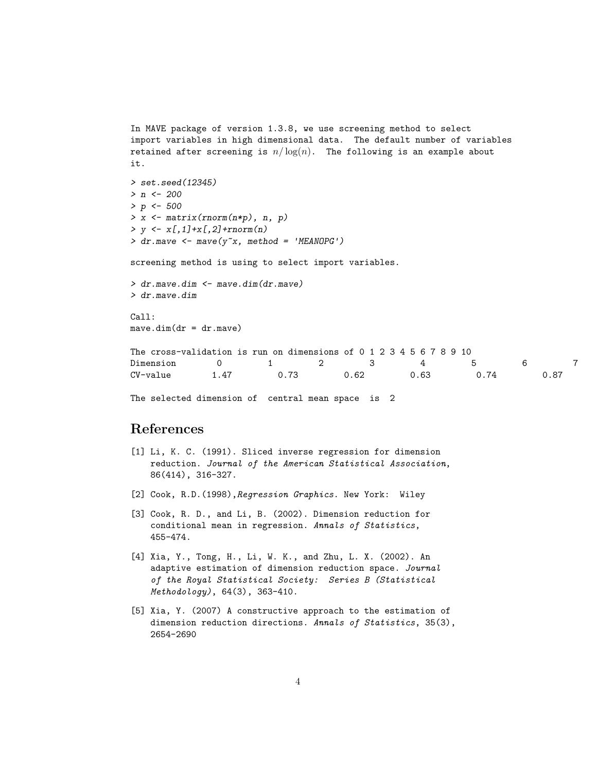In MAVE package of version 1.3.8, we use screening method to select import variables in high dimensional data. The default number of variables retained after screening is $n/\log(n)$. The following is an example about it.

```
> set.seed(12345)
> n <- 200
> p <- 500
> x <- matrix(rnorm(n*p), n, p)
> y <- x[,1]+x[,2]+rnorm(n)
> dr.mave <- mave(y~x, method = 'MEANOPG')
```

```
screening method is using to select import variables.
```

```
> dr.mave.dim <- mave.dim(dr.mave)
> dr.mave.dim
```

```
Call:
mave.dim(dr = dr.mave)

The cross-validation is run on dimensions of 0 1 2 3 4 5 6 7 8 9 10
Dimension       0         1         2         3         4         5         6         7
CV-value       1.47       0.73       0.62       0.63       0.74       0.87

The selected dimension of  central mean space  is  2
```

## References

[1] Li, K. C. (1991). Sliced inverse regression for dimension reduction. *Journal of the American Statistical Association*, 86(414), 316-327.

[2] Cook, R.D.(1998),*Regression Graphics*. New York: Wiley

[3] Cook, R. D., and Li, B. (2002). Dimension reduction for conditional mean in regression. *Annals of Statistics*, 455-474.

[4] Xia, Y., Tong, H., Li, W. K., and Zhu, L. X. (2002). An adaptive estimation of dimension reduction space. *Journal of the Royal Statistical Society: Series B (Statistical Methodology)*, 64(3), 363-410.

[5] Xia, Y. (2007) A constructive approach to the estimation of dimension reduction directions. *Annals of Statistics*, 35(3), 2654-2690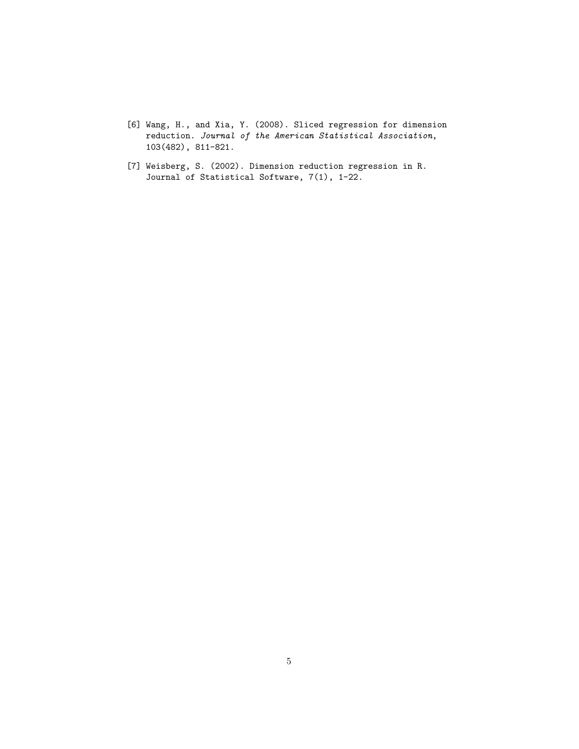[6] Wang, H., and Xia, Y. (2008). Sliced regression for dimension reduction. *Journal of the American Statistical Association*, 103(482), 811-821.

[7] Weisberg, S. (2002). Dimension reduction regression in R. Journal of Statistical Software, 7(1), 1-22.